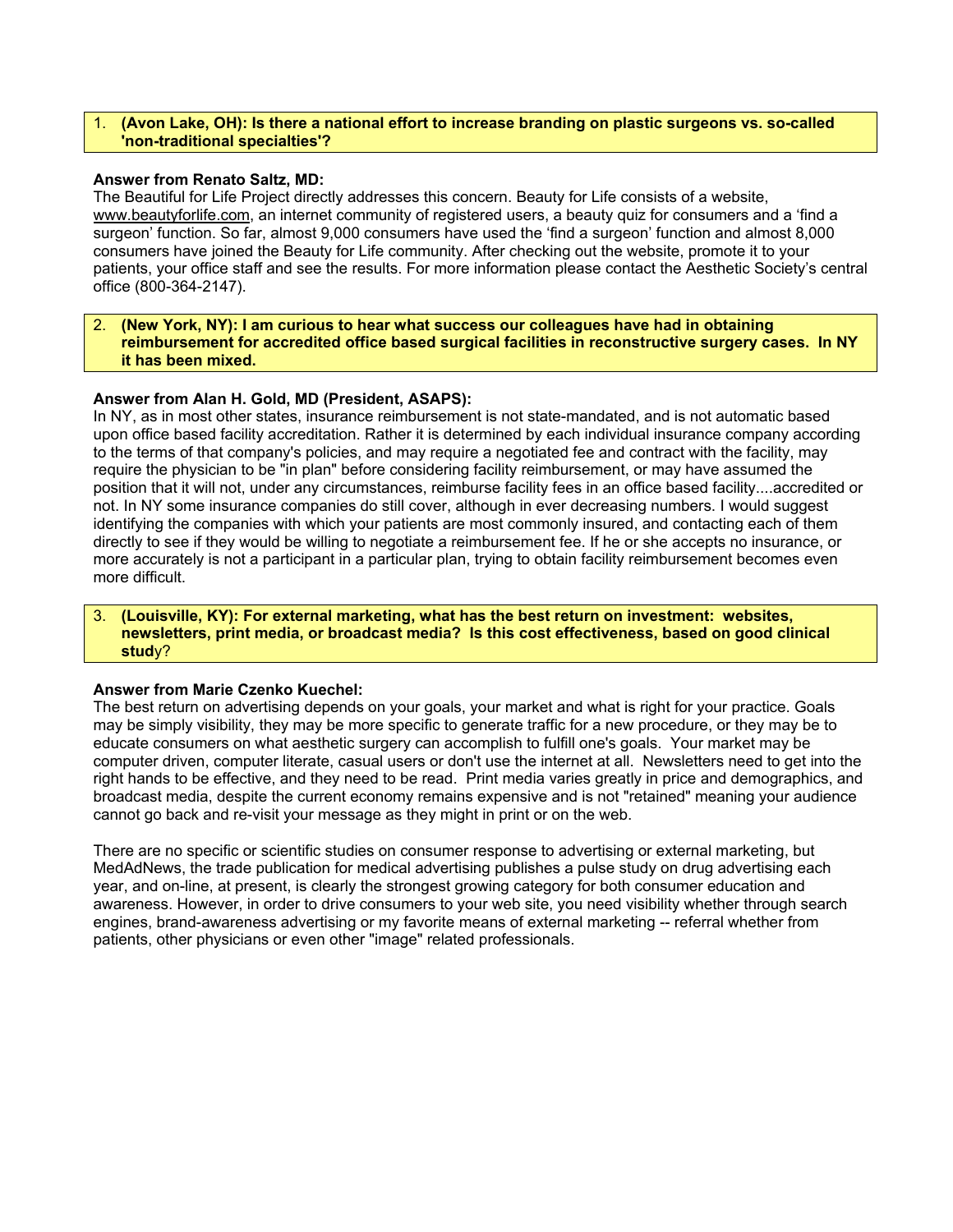1. **(Avon Lake, OH): Is there a national effort to increase branding on plastic surgeons vs. so-called 'non-traditional specialties'?**

**Answer from Renato Saltz, MD:**
The Beautiful for Life Project directly addresses this concern. Beauty for Life consists of a website, www.beautyforlife.com, an internet community of registered users, a beauty quiz for consumers and a 'find a surgeon' function. So far, almost 9,000 consumers have used the 'find a surgeon' function and almost 8,000 consumers have joined the Beauty for Life community. After checking out the website, promote it to your patients, your office staff and see the results. For more information please contact the Aesthetic Society's central office (800-364-2147).

2. **(New York, NY): I am curious to hear what success our colleagues have had in obtaining reimbursement for accredited office based surgical facilities in reconstructive surgery cases. In NY it has been mixed.**

**Answer from Alan H. Gold, MD (President, ASAPS):**
In NY, as in most other states, insurance reimbursement is not state-mandated, and is not automatic based upon office based facility accreditation. Rather it is determined by each individual insurance company according to the terms of that company's policies, and may require a negotiated fee and contract with the facility, may require the physician to be "in plan" before considering facility reimbursement, or may have assumed the position that it will not, under any circumstances, reimburse facility fees in an office based facility....accredited or not. In NY some insurance companies do still cover, although in ever decreasing numbers. I would suggest identifying the companies with which your patients are most commonly insured, and contacting each of them directly to see if they would be willing to negotiate a reimbursement fee. If he or she accepts no insurance, or more accurately is not a participant in a particular plan, trying to obtain facility reimbursement becomes even more difficult.

3. **(Louisville, KY): For external marketing, what has the best return on investment: websites, newsletters, print media, or broadcast media? Is this cost effectiveness, based on good clinical study?**

**Answer from Marie Czenko Kuechel:**
The best return on advertising depends on your goals, your market and what is right for your practice. Goals may be simply visibility, they may be more specific to generate traffic for a new procedure, or they may be to educate consumers on what aesthetic surgery can accomplish to fulfill one's goals. Your market may be computer driven, computer literate, casual users or don't use the internet at all. Newsletters need to get into the right hands to be effective, and they need to be read. Print media varies greatly in price and demographics, and broadcast media, despite the current economy remains expensive and is not "retained" meaning your audience cannot go back and re-visit your message as they might in print or on the web.

There are no specific or scientific studies on consumer response to advertising or external marketing, but MedAdNews, the trade publication for medical advertising publishes a pulse study on drug advertising each year, and on-line, at present, is clearly the strongest growing category for both consumer education and awareness. However, in order to drive consumers to your web site, you need visibility whether through search engines, brand-awareness advertising or my favorite means of external marketing -- referral whether from patients, other physicians or even other "image" related professionals.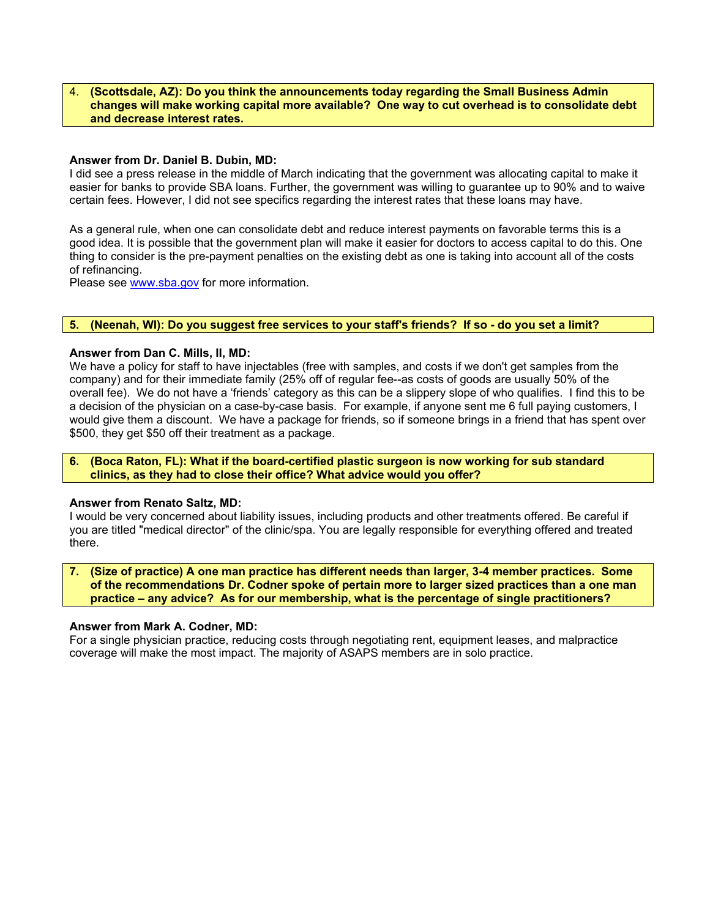**4. (Scottsdale, AZ): Do you think the announcements today regarding the Small Business Admin changes will make working capital more available? One way to cut overhead is to consolidate debt and decrease interest rates.**

**Answer from Dr. Daniel B. Dubin, MD:**
I did see a press release in the middle of March indicating that the government was allocating capital to make it easier for banks to provide SBA loans. Further, the government was willing to guarantee up to 90% and to waive certain fees. However, I did not see specifics regarding the interest rates that these loans may have.

As a general rule, when one can consolidate debt and reduce interest payments on favorable terms this is a good idea. It is possible that the government plan will make it easier for doctors to access capital to do this. One thing to consider is the pre-payment penalties on the existing debt as one is taking into account all of the costs of refinancing.
Please see www.sba.gov for more information.

**5. (Neenah, WI): Do you suggest free services to your staff's friends? If so - do you set a limit?**

**Answer from Dan C. Mills, II, MD:**
We have a policy for staff to have injectables (free with samples, and costs if we don't get samples from the company) and for their immediate family (25% off of regular fee--as costs of goods are usually 50% of the overall fee). We do not have a 'friends' category as this can be a slippery slope of who qualifies. I find this to be a decision of the physician on a case-by-case basis. For example, if anyone sent me 6 full paying customers, I would give them a discount. We have a package for friends, so if someone brings in a friend that has spent over $500, they get $50 off their treatment as a package.

**6. (Boca Raton, FL): What if the board-certified plastic surgeon is now working for sub standard clinics, as they had to close their office? What advice would you offer?**

**Answer from Renato Saltz, MD:**
I would be very concerned about liability issues, including products and other treatments offered. Be careful if you are titled "medical director" of the clinic/spa. You are legally responsible for everything offered and treated there.

**7. (Size of practice) A one man practice has different needs than larger, 3-4 member practices. Some of the recommendations Dr. Codner spoke of pertain more to larger sized practices than a one man practice – any advice? As for our membership, what is the percentage of single practitioners?**

**Answer from Mark A. Codner, MD:**
For a single physician practice, reducing costs through negotiating rent, equipment leases, and malpractice coverage will make the most impact. The majority of ASAPS members are in solo practice.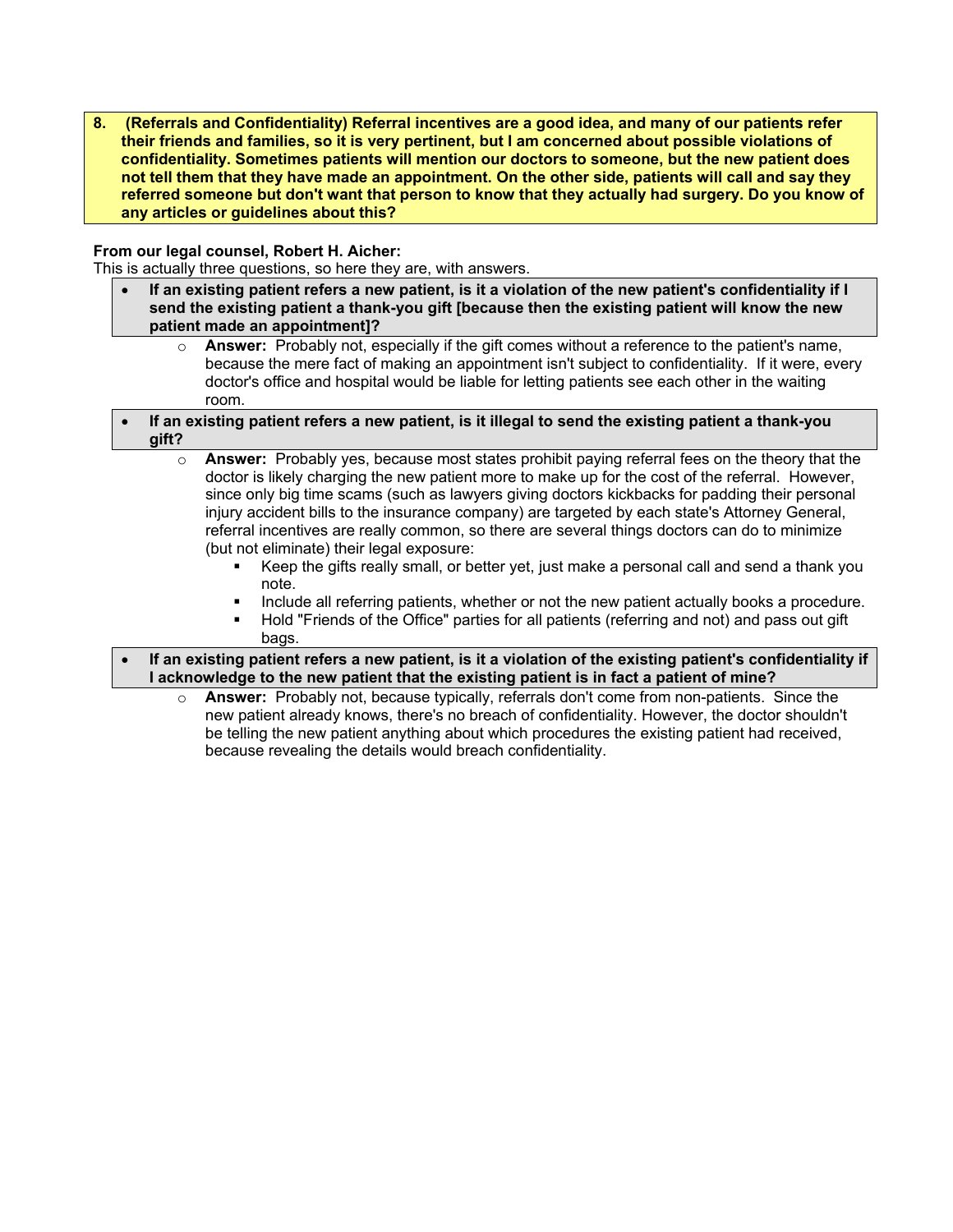**8. (Referrals and Confidentiality) Referral incentives are a good idea, and many of our patients refer their friends and families, so it is very pertinent, but I am concerned about possible violations of confidentiality. Sometimes patients will mention our doctors to someone, but the new patient does not tell them that they have made an appointment. On the other side, patients will call and say they referred someone but don't want that person to know that they actually had surgery. Do you know of any articles or guidelines about this?**

**From our legal counsel, Robert H. Aicher:**
This is actually three questions, so here they are, with answers.

- **If an existing patient refers a new patient, is it a violation of the new patient's confidentiality if I send the existing patient a thank-you gift [because then the existing patient will know the new patient made an appointment]?**
  - **Answer:** Probably not, especially if the gift comes without a reference to the patient's name, because the mere fact of making an appointment isn't subject to confidentiality. If it were, every doctor's office and hospital would be liable for letting patients see each other in the waiting room.
- **If an existing patient refers a new patient, is it illegal to send the existing patient a thank-you gift?**
  - **Answer:** Probably yes, because most states prohibit paying referral fees on the theory that the doctor is likely charging the new patient more to make up for the cost of the referral. However, since only big time scams (such as lawyers giving doctors kickbacks for padding their personal injury accident bills to the insurance company) are targeted by each state's Attorney General, referral incentives are really common, so there are several things doctors can do to minimize (but not eliminate) their legal exposure:
    - Keep the gifts really small, or better yet, just make a personal call and send a thank you note.
    - Include all referring patients, whether or not the new patient actually books a procedure.
    - Hold "Friends of the Office" parties for all patients (referring and not) and pass out gift bags.
- **If an existing patient refers a new patient, is it a violation of the existing patient's confidentiality if I acknowledge to the new patient that the existing patient is in fact a patient of mine?**
  - **Answer:** Probably not, because typically, referrals don't come from non-patients. Since the new patient already knows, there's no breach of confidentiality. However, the doctor shouldn't be telling the new patient anything about which procedures the existing patient had received, because revealing the details would breach confidentiality.